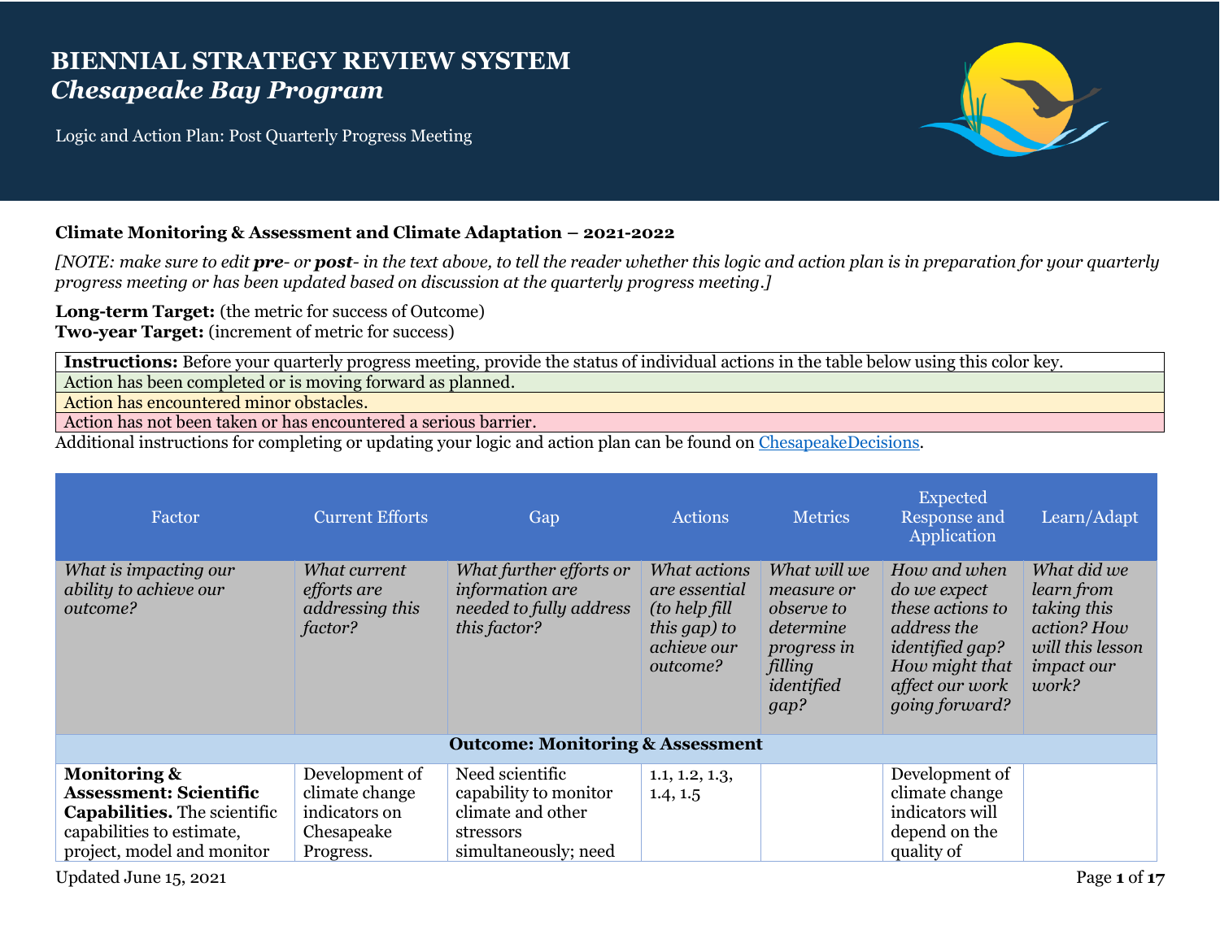# BIENNIAL STRATEGY REVIEW SYSTEM
## *Chesapeake Bay Program*

Logic and Action Plan: Post Quarterly Progress Meeting

**Climate Monitoring & Assessment and Climate Adaptation – 2021-2022**

*[NOTE: make sure to edit **pre**- or **post**- in the text above, to tell the reader whether this logic and action plan is in preparation for your quarterly progress meeting or has been updated based on discussion at the quarterly progress meeting.]*

**Long-term Target:** (the metric for success of Outcome)
**Two-year Target:** (increment of metric for success)

| **Instructions:** Before your quarterly progress meeting, provide the status of individual actions in the table below using this color key. |
|---|
| Action has been completed or is moving forward as planned. |
| Action has encountered minor obstacles. |
| Action has not been taken or has encountered a serious barrier. |

Additional instructions for completing or updating your logic and action plan can be found on ChesapeakeDecisions.

| Factor | Current Efforts | Gap | Actions | Metrics | Expected Response and Application | Learn/Adapt |
|---|---|---|---|---|---|---|
| *What is impacting our ability to achieve our outcome?* | *What current efforts are addressing this factor?* | *What further efforts or information are needed to fully address this factor?* | *What actions are essential (to help fill this gap) to achieve our outcome?* | *What will we measure or observe to determine progress in filling identified gap?* | *How and when do we expect these actions to address the identified gap? How might that affect our work going forward?* | *What did we learn from taking this action? How will this lesson impact our work?* |
| **Outcome: Monitoring & Assessment** | | | | | | |
| **Monitoring & Assessment: Scientific Capabilities.** The scientific capabilities to estimate, project, model and monitor | Development of climate change indicators on Chesapeake Progress. | Need scientific capability to monitor climate and other stressors simultaneously; need | 1.1, 1.2, 1.3, 1.4, 1.5 | | Development of climate change indicators will depend on the quality of | |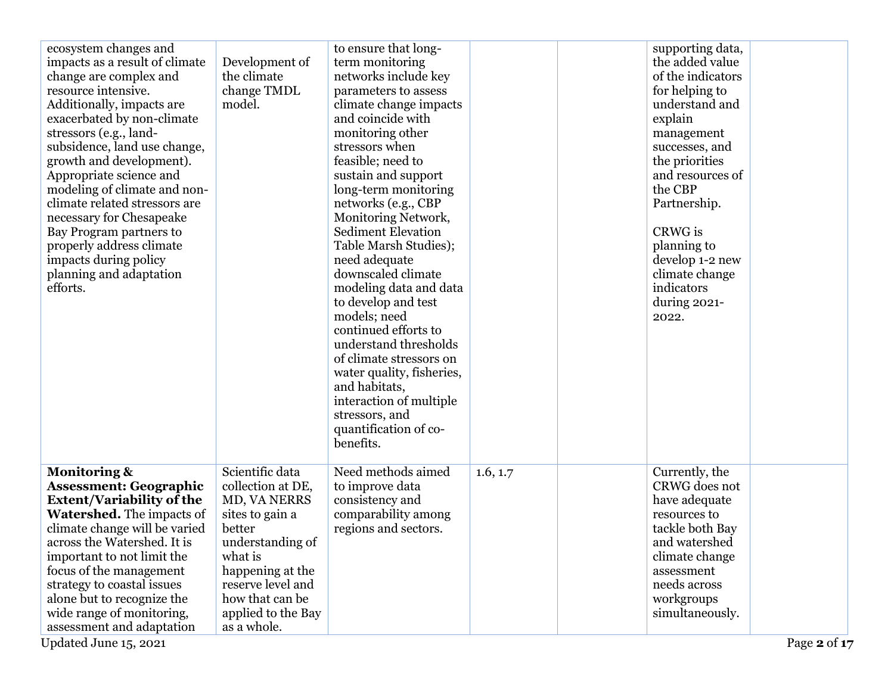| | | | | | | |
|---|---|---|---|---|---|---|
| ecosystem changes and impacts as a result of climate change are complex and resource intensive. Additionally, impacts are exacerbated by non-climate stressors (e.g., land-subsidence, land use change, growth and development). Appropriate science and modeling of climate and non-climate related stressors are necessary for Chesapeake Bay Program partners to properly address climate impacts during policy planning and adaptation efforts. | Development of the climate change TMDL model. | to ensure that long-term monitoring networks include key parameters to assess climate change impacts and coincide with monitoring other stressors when feasible; need to sustain and support long-term monitoring networks (e.g., CBP Monitoring Network, Sediment Elevation Table Marsh Studies); need adequate downscaled climate modeling data and data to develop and test models; need continued efforts to understand thresholds of climate stressors on water quality, fisheries, and habitats, interaction of multiple stressors, and quantification of co-benefits. | | | supporting data, the added value of the indicators for helping to understand and explain management successes, and the priorities and resources of the CBP Partnership.<br><br>CRWG is planning to develop 1-2 new climate change indicators during 2021-2022. | |
| **Monitoring & Assessment: Geographic Extent/Variability of the Watershed.** The impacts of climate change will be varied across the Watershed. It is important to not limit the focus of the management strategy to coastal issues alone but to recognize the wide range of monitoring, assessment and adaptation | Scientific data collection at DE, MD, VA NERRS sites to gain a better understanding of what is happening at the reserve level and how that can be applied to the Bay as a whole. | Need methods aimed to improve data consistency and comparability among regions and sectors. | 1.6, 1.7 | | Currently, the CRWG does not have adequate resources to tackle both Bay and watershed climate change assessment needs across workgroups simultaneously. | |

Updated June 15, 2021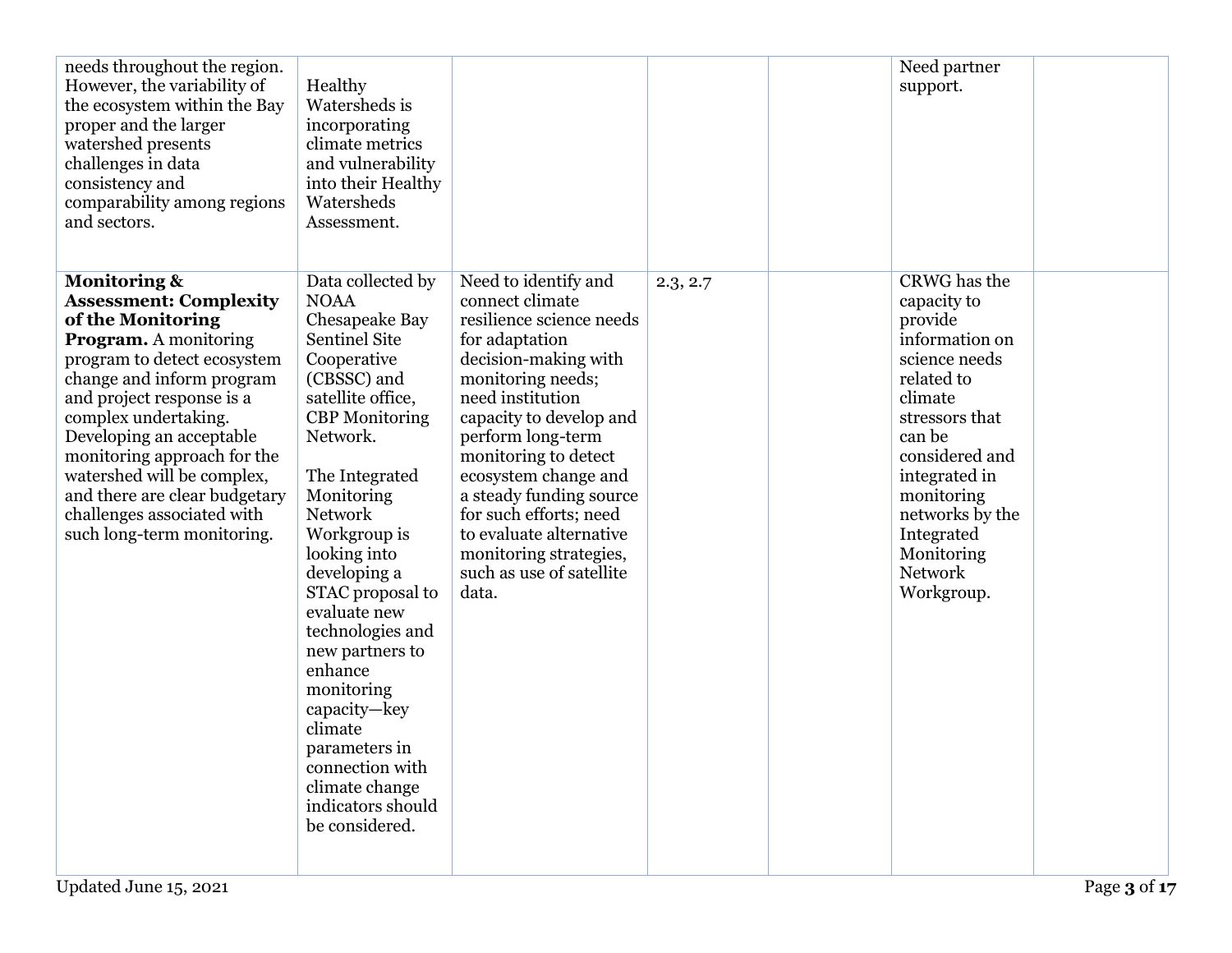| | | | | | | |
|---|---|---|---|---|---|---|
| needs throughout the region. However, the variability of the ecosystem within the Bay proper and the larger watershed presents challenges in data consistency and comparability among regions and sectors. | Healthy Watersheds is incorporating climate metrics and vulnerability into their Healthy Watersheds Assessment. | | | | Need partner support. | |
| **Monitoring & Assessment: Complexity of the Monitoring Program.** A monitoring program to detect ecosystem change and inform program and project response is a complex undertaking. Developing an acceptable monitoring approach for the watershed will be complex, and there are clear budgetary challenges associated with such long-term monitoring. | Data collected by NOAA Chesapeake Bay Sentinel Site Cooperative (CBSSC) and satellite office, CBP Monitoring Network.<br><br>The Integrated Monitoring Network Workgroup is looking into developing a STAC proposal to evaluate new technologies and new partners to enhance monitoring capacity—key climate parameters in connection with climate change indicators should be considered. | Need to identify and connect climate resilience science needs for adaptation decision-making with monitoring needs; need institution capacity to develop and perform long-term monitoring to detect ecosystem change and a steady funding source for such efforts; need to evaluate alternative monitoring strategies, such as use of satellite data. | 2.3, 2.7 | | CRWG has the capacity to provide information on science needs related to climate stressors that can be considered and integrated in monitoring networks by the Integrated Monitoring Network Workgroup. | |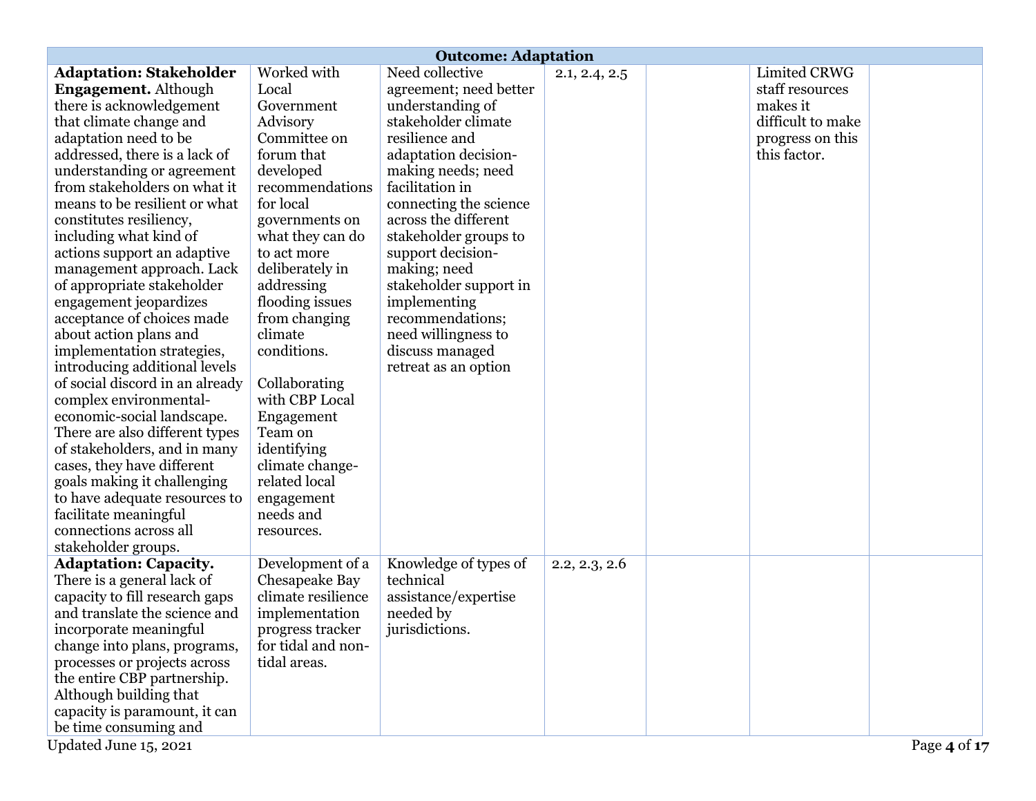| Outcome: Adaptation | | | | | | |
|---|---|---|---|---|---|---|
| **Adaptation: Stakeholder Engagement.** Although there is acknowledgement that climate change and adaptation need to be addressed, there is a lack of understanding or agreement from stakeholders on what it means to be resilient or what constitutes resiliency, including what kind of actions support an adaptive management approach. Lack of appropriate stakeholder engagement jeopardizes acceptance of choices made about action plans and implementation strategies, introducing additional levels of social discord in an already complex environmental-economic-social landscape. There are also different types of stakeholders, and in many cases, they have different goals making it challenging to have adequate resources to facilitate meaningful connections across all stakeholder groups. | Worked with Local Government Advisory Committee on forum that developed recommendations for local governments on what they can do to act more deliberately in addressing flooding issues from changing climate conditions.<br><br>Collaborating with CBP Local Engagement Team on identifying climate change-related local engagement needs and resources. | Need collective agreement; need better understanding of stakeholder climate resilience and adaptation decision-making needs; need facilitation in connecting the science across the different stakeholder groups to support decision-making; need stakeholder support in implementing recommendations; need willingness to discuss managed retreat as an option | 2.1, 2.4, 2.5 | | Limited CRWG staff resources makes it difficult to make progress on this this factor. | |
| **Adaptation: Capacity.** There is a general lack of capacity to fill research gaps and translate the science and incorporate meaningful change into plans, programs, processes or projects across the entire CBP partnership. Although building that capacity is paramount, it can be time consuming and | Development of a Chesapeake Bay climate resilience implementation progress tracker for tidal and non-tidal areas. | Knowledge of types of technical assistance/expertise needed by jurisdictions. | 2.2, 2.3, 2.6 | | | |

Updated June 15, 2021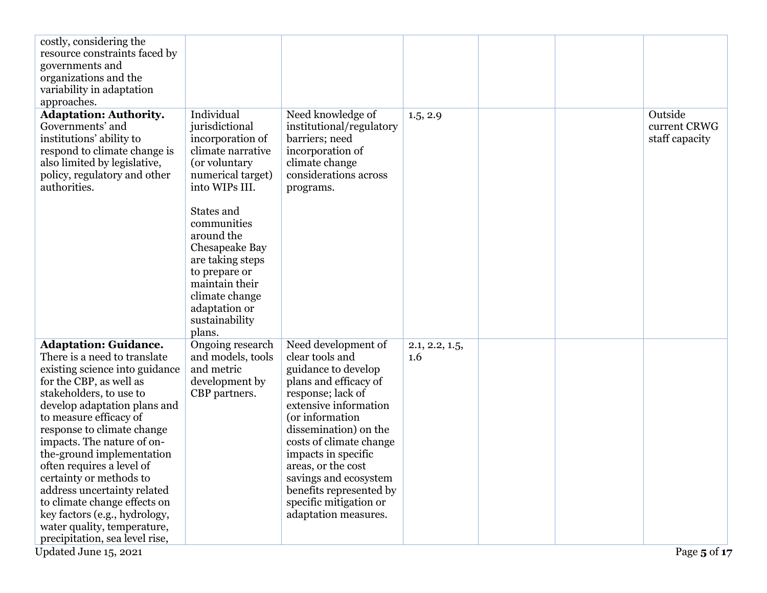| | | | | | | |
|---|---|---|---|---|---|---|
| costly, considering the resource constraints faced by governments and organizations and the variability in adaptation approaches. | | | | | | |
| **Adaptation: Authority.** Governments' and institutions' ability to respond to climate change is also limited by legislative, policy, regulatory and other authorities. | Individual jurisdictional incorporation of climate narrative (or voluntary numerical target) into WIPs III.<br><br>States and communities around the Chesapeake Bay are taking steps to prepare or maintain their climate change adaptation or sustainability plans. | Need knowledge of institutional/regulatory barriers; need incorporation of climate change considerations across programs. | 1.5, 2.9 | | | Outside current CRWG staff capacity |
| **Adaptation: Guidance.** There is a need to translate existing science into guidance for the CBP, as well as stakeholders, to use to develop adaptation plans and to measure efficacy of response to climate change impacts. The nature of on-the-ground implementation often requires a level of certainty or methods to address uncertainty related to climate change effects on key factors (e.g., hydrology, water quality, temperature, precipitation, sea level rise, | Ongoing research and models, tools and metric development by CBP partners. | Need development of clear tools and guidance to develop plans and efficacy of response; lack of extensive information (or information dissemination) on the costs of climate change impacts in specific areas, or the cost savings and ecosystem benefits represented by specific mitigation or adaptation measures. | 2.1, 2.2, 1.5, 1.6 | | | |

Updated June 15, 2021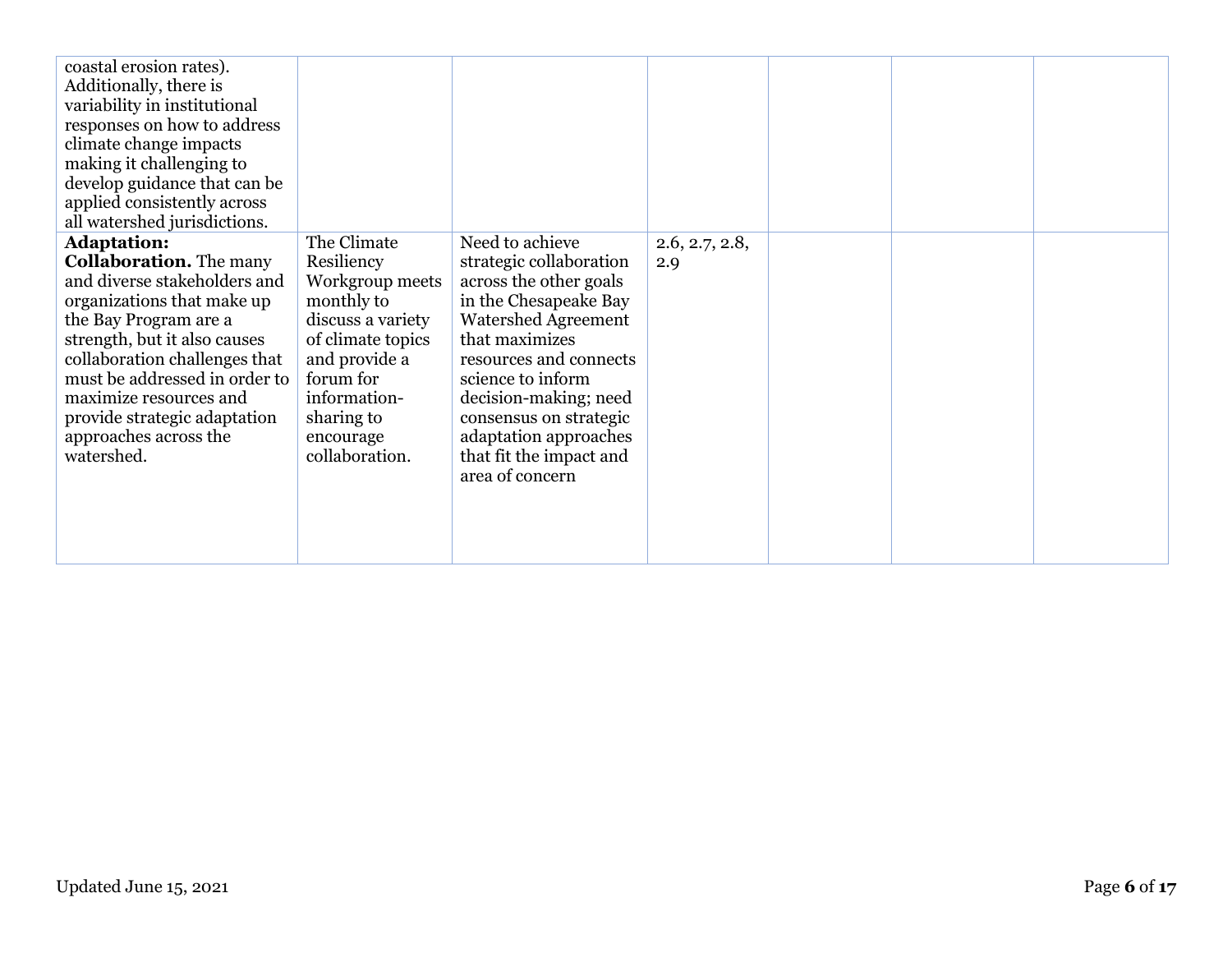| | | | | | | |
|---|---|---|---|---|---|---|
| coastal erosion rates). Additionally, there is variability in institutional responses on how to address climate change impacts making it challenging to develop guidance that can be applied consistently across all watershed jurisdictions. | | | | | | |
| **Adaptation: Collaboration.** The many and diverse stakeholders and organizations that make up the Bay Program are a strength, but it also causes collaboration challenges that must be addressed in order to maximize resources and provide strategic adaptation approaches across the watershed. | The Climate Resiliency Workgroup meets monthly to discuss a variety of climate topics and provide a forum for information-sharing to encourage collaboration. | Need to achieve strategic collaboration across the other goals in the Chesapeake Bay Watershed Agreement that maximizes resources and connects science to inform decision-making; need consensus on strategic adaptation approaches that fit the impact and area of concern | 2.6, 2.7, 2.8, 2.9 | | | |

Updated June 15, 2021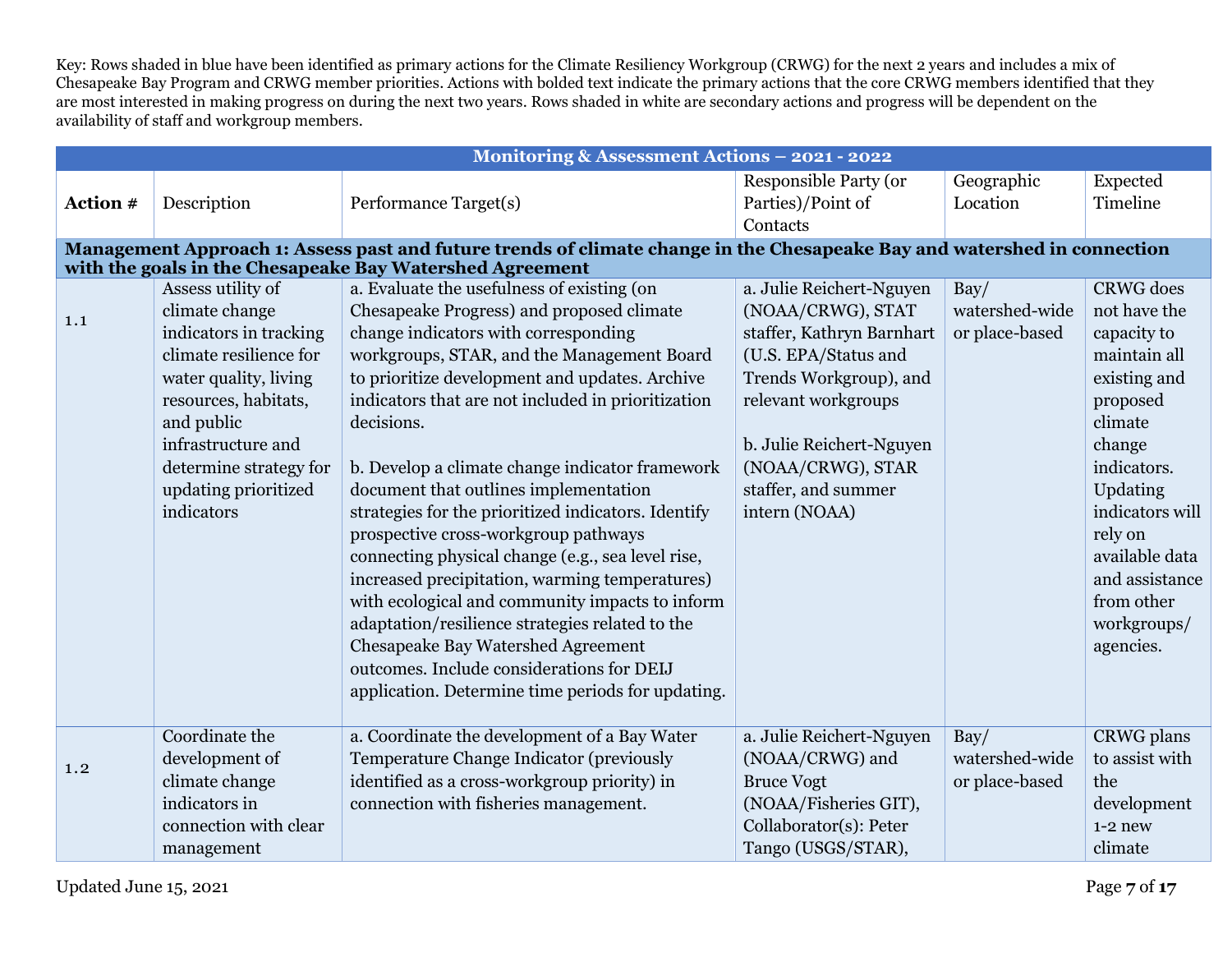Key: Rows shaded in blue have been identified as primary actions for the Climate Resiliency Workgroup (CRWG) for the next 2 years and includes a mix of Chesapeake Bay Program and CRWG member priorities. Actions with bolded text indicate the primary actions that the core CRWG members identified that they are most interested in making progress on during the next two years. Rows shaded in white are secondary actions and progress will be dependent on the availability of staff and workgroup members.

| Monitoring & Assessment Actions – 2021 - 2022 | | | | | |
|---|---|---|---|---|---|
| **Action #** | Description | Performance Target(s) | Responsible Party (or Parties)/Point of Contacts | Geographic Location | Expected Timeline |
| **Management Approach 1: Assess past and future trends of climate change in the Chesapeake Bay and watershed in connection with the goals in the Chesapeake Bay Watershed Agreement** | | | | | |
| 1.1 | Assess utility of climate change indicators in tracking climate resilience for water quality, living resources, habitats, and public infrastructure and determine strategy for updating prioritized indicators | a. Evaluate the usefulness of existing (on Chesapeake Progress) and proposed climate change indicators with corresponding workgroups, STAR, and the Management Board to prioritize development and updates. Archive indicators that are not included in prioritization decisions.<br><br>b. Develop a climate change indicator framework document that outlines implementation strategies for the prioritized indicators. Identify prospective cross-workgroup pathways connecting physical change (e.g., sea level rise, increased precipitation, warming temperatures) with ecological and community impacts to inform adaptation/resilience strategies related to the Chesapeake Bay Watershed Agreement outcomes. Include considerations for DEIJ application. Determine time periods for updating. | a. Julie Reichert-Nguyen (NOAA/CRWG), STAT staffer, Kathryn Barnhart (U.S. EPA/Status and Trends Workgroup), and relevant workgroups<br><br>b. Julie Reichert-Nguyen (NOAA/CRWG), STAR staffer, and summer intern (NOAA) | Bay/ watershed-wide or place-based | CRWG does not have the capacity to maintain all existing and proposed climate change indicators. Updating indicators will rely on available data and assistance from other workgroups/ agencies. |
| 1.2 | Coordinate the development of climate change indicators in connection with clear management | a. Coordinate the development of a Bay Water Temperature Change Indicator (previously identified as a cross-workgroup priority) in connection with fisheries management. | a. Julie Reichert-Nguyen (NOAA/CRWG) and Bruce Vogt (NOAA/Fisheries GIT), Collaborator(s): Peter Tango (USGS/STAR), | Bay/ watershed-wide or place-based | CRWG plans to assist with the development 1-2 new climate |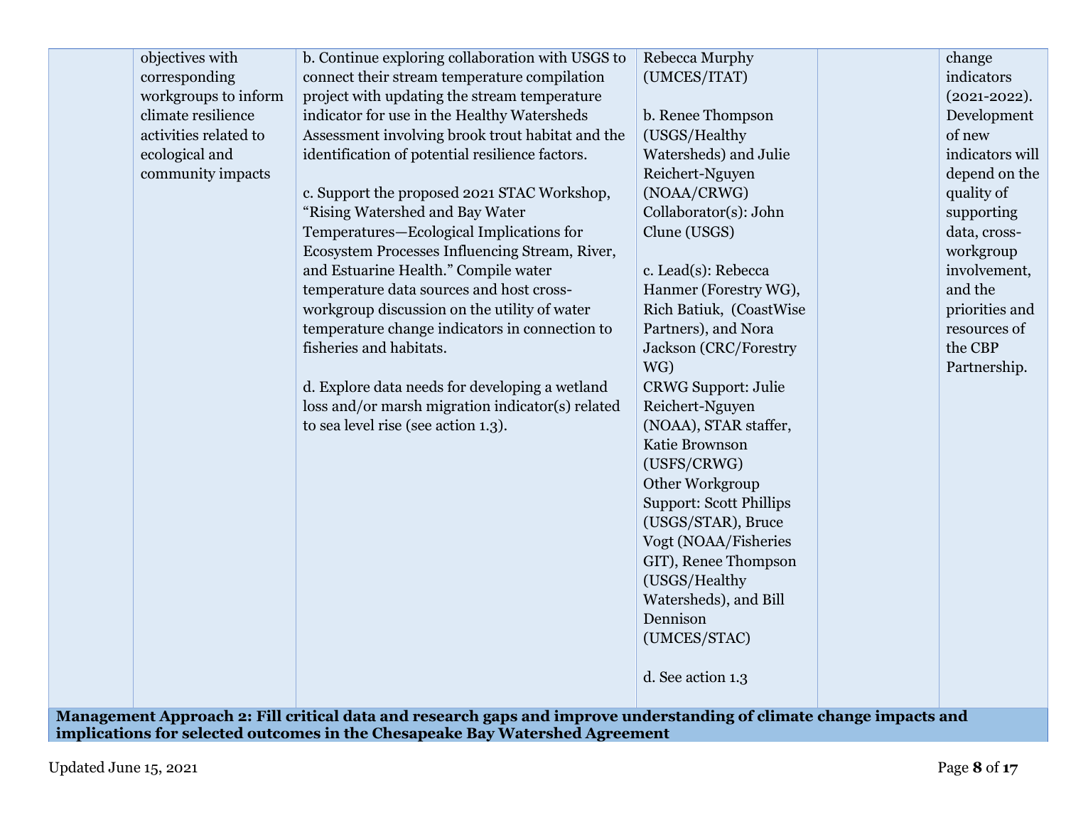| | | | | | |
|---|---|---|---|---|---|
| | objectives with corresponding workgroups to inform climate resilience activities related to ecological and community impacts | b. Continue exploring collaboration with USGS to connect their stream temperature compilation project with updating the stream temperature indicator for use in the Healthy Watersheds Assessment involving brook trout habitat and the identification of potential resilience factors.<br><br>c. Support the proposed 2021 STAC Workshop, "Rising Watershed and Bay Water Temperatures—Ecological Implications for Ecosystem Processes Influencing Stream, River, and Estuarine Health." Compile water temperature data sources and host cross-workgroup discussion on the utility of water temperature change indicators in connection to fisheries and habitats.<br><br>d. Explore data needs for developing a wetland loss and/or marsh migration indicator(s) related to sea level rise (see action 1.3). | Rebecca Murphy (UMCES/ITAT)<br><br>b. Renee Thompson (USGS/Healthy Watersheds) and Julie Reichert-Nguyen (NOAA/CRWG) Collaborator(s): John Clune (USGS)<br><br>c. Lead(s): Rebecca Hanmer (Forestry WG), Rich Batiuk, (CoastWise Partners), and Nora Jackson (CRC/Forestry WG) CRWG Support: Julie Reichert-Nguyen (NOAA), STAR staffer, Katie Brownson (USFS/CRWG) Other Workgroup Support: Scott Phillips (USGS/STAR), Bruce Vogt (NOAA/Fisheries GIT), Renee Thompson (USGS/Healthy Watersheds), and Bill Dennison (UMCES/STAC)<br><br>d. See action 1.3 | | change indicators (2021-2022). Development of new indicators will depend on the quality of supporting data, cross-workgroup involvement, and the priorities and resources of the CBP Partnership. |
| **Management Approach 2: Fill critical data and research gaps and improve understanding of climate change impacts and implications for selected outcomes in the Chesapeake Bay Watershed Agreement** | | | | | |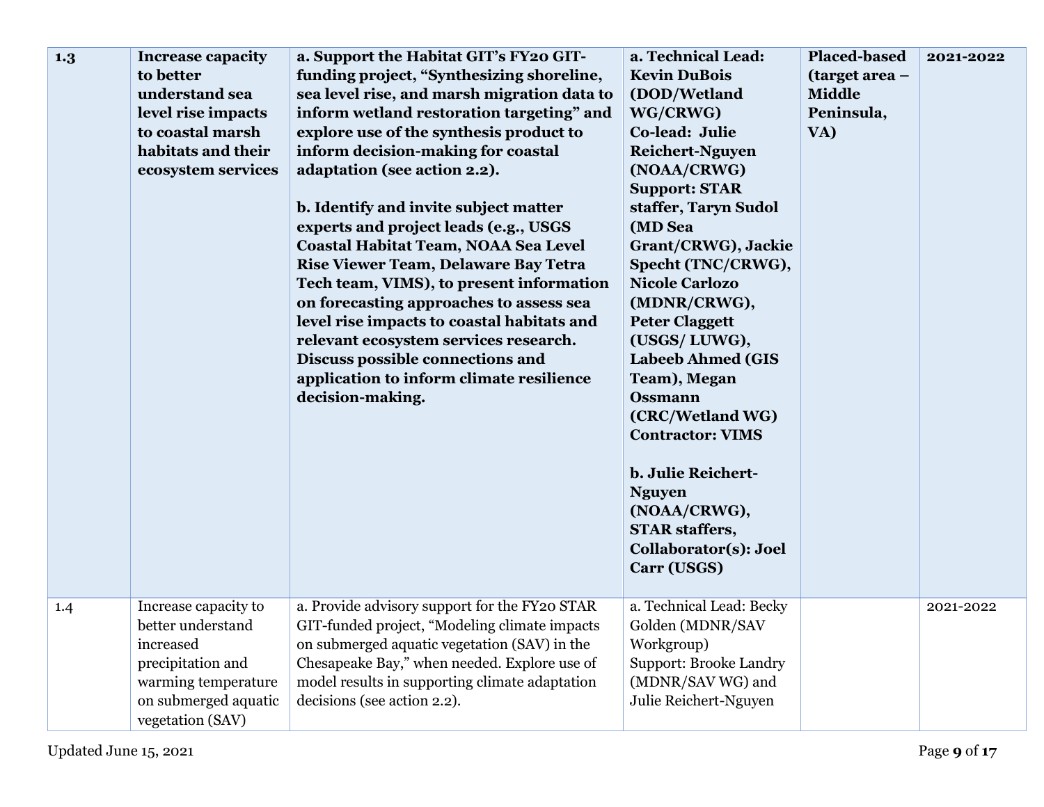| 1.3 | **Increase capacity to better understand sea level rise impacts to coastal marsh habitats and their ecosystem services** | **a. Support the Habitat GIT's FY20 GIT-funding project, "Synthesizing shoreline, sea level rise, and marsh migration data to inform wetland restoration targeting" and explore use of the synthesis product to inform decision-making for coastal adaptation (see action 2.2).**<br><br>**b. Identify and invite subject matter experts and project leads (e.g., USGS Coastal Habitat Team, NOAA Sea Level Rise Viewer Team, Delaware Bay Tetra Tech team, VIMS), to present information on forecasting approaches to assess sea level rise impacts to coastal habitats and relevant ecosystem services research. Discuss possible connections and application to inform climate resilience decision-making.** | **a. Technical Lead: Kevin DuBois (DOD/Wetland WG/CRWG)**<br>**Co-lead: Julie Reichert-Nguyen (NOAA/CRWG)**<br>**Support: STAR staffer, Taryn Sudol (MD Sea Grant/CRWG), Jackie Specht (TNC/CRWG), Nicole Carlozo (MDNR/CRWG), Peter Claggett (USGS/ LUWG), Labeeb Ahmed (GIS Team), Megan Ossmann (CRC/Wetland WG)**<br>**Contractor: VIMS**<br><br>**b. Julie Reichert-Nguyen (NOAA/CRWG), STAR staffers, Collaborator(s): Joel Carr (USGS)** | **Placed-based (target area – Middle Peninsula, VA)** | **2021-2022** |
|---|---|---|---|---|---|
| 1.4 | Increase capacity to better understand increased precipitation and warming temperature on submerged aquatic vegetation (SAV) | a. Provide advisory support for the FY20 STAR GIT-funded project, "Modeling climate impacts on submerged aquatic vegetation (SAV) in the Chesapeake Bay," when needed. Explore use of model results in supporting climate adaptation decisions (see action 2.2). | a. Technical Lead: Becky Golden (MDNR/SAV Workgroup)<br>Support: Brooke Landry (MDNR/SAV WG) and Julie Reichert-Nguyen | | 2021-2022 |

Updated June 15, 2021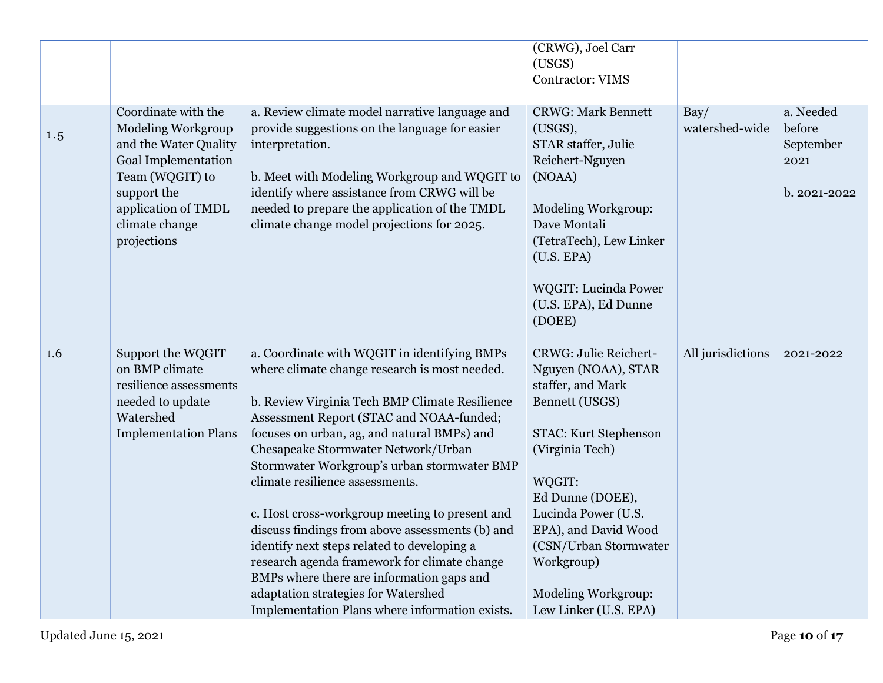| | | | (CRWG), Joel Carr (USGS)<br>Contractor: VIMS | | |
|---|---|---|---|---|---|
| 1.5 | Coordinate with the Modeling Workgroup and the Water Quality Goal Implementation Team (WQGIT) to support the application of TMDL climate change projections | a. Review climate model narrative language and provide suggestions on the language for easier interpretation.<br><br>b. Meet with Modeling Workgroup and WQGIT to identify where assistance from CRWG will be needed to prepare the application of the TMDL climate change model projections for 2025. | CRWG: Mark Bennett (USGS),<br>STAR staffer, Julie Reichert-Nguyen (NOAA)<br><br>Modeling Workgroup: Dave Montali (TetraTech), Lew Linker (U.S. EPA)<br><br>WQGIT: Lucinda Power (U.S. EPA), Ed Dunne (DOEE) | Bay/ watershed-wide | a. Needed before September 2021<br><br>b. 2021-2022 |
| 1.6 | Support the WQGIT on BMP climate resilience assessments needed to update Watershed Implementation Plans | a. Coordinate with WQGIT in identifying BMPs where climate change research is most needed.<br><br>b. Review Virginia Tech BMP Climate Resilience Assessment Report (STAC and NOAA-funded; focuses on urban, ag, and natural BMPs) and Chesapeake Stormwater Network/Urban Stormwater Workgroup's urban stormwater BMP climate resilience assessments.<br><br>c. Host cross-workgroup meeting to present and discuss findings from above assessments (b) and identify next steps related to developing a research agenda framework for climate change BMPs where there are information gaps and adaptation strategies for Watershed Implementation Plans where information exists. | CRWG: Julie Reichert-Nguyen (NOAA), STAR staffer, and Mark Bennett (USGS)<br><br>STAC: Kurt Stephenson (Virginia Tech)<br><br>WQGIT:<br>Ed Dunne (DOEE), Lucinda Power (U.S. EPA), and David Wood (CSN/Urban Stormwater Workgroup)<br><br>Modeling Workgroup: Lew Linker (U.S. EPA) | All jurisdictions | 2021-2022 |

Updated June 15, 2021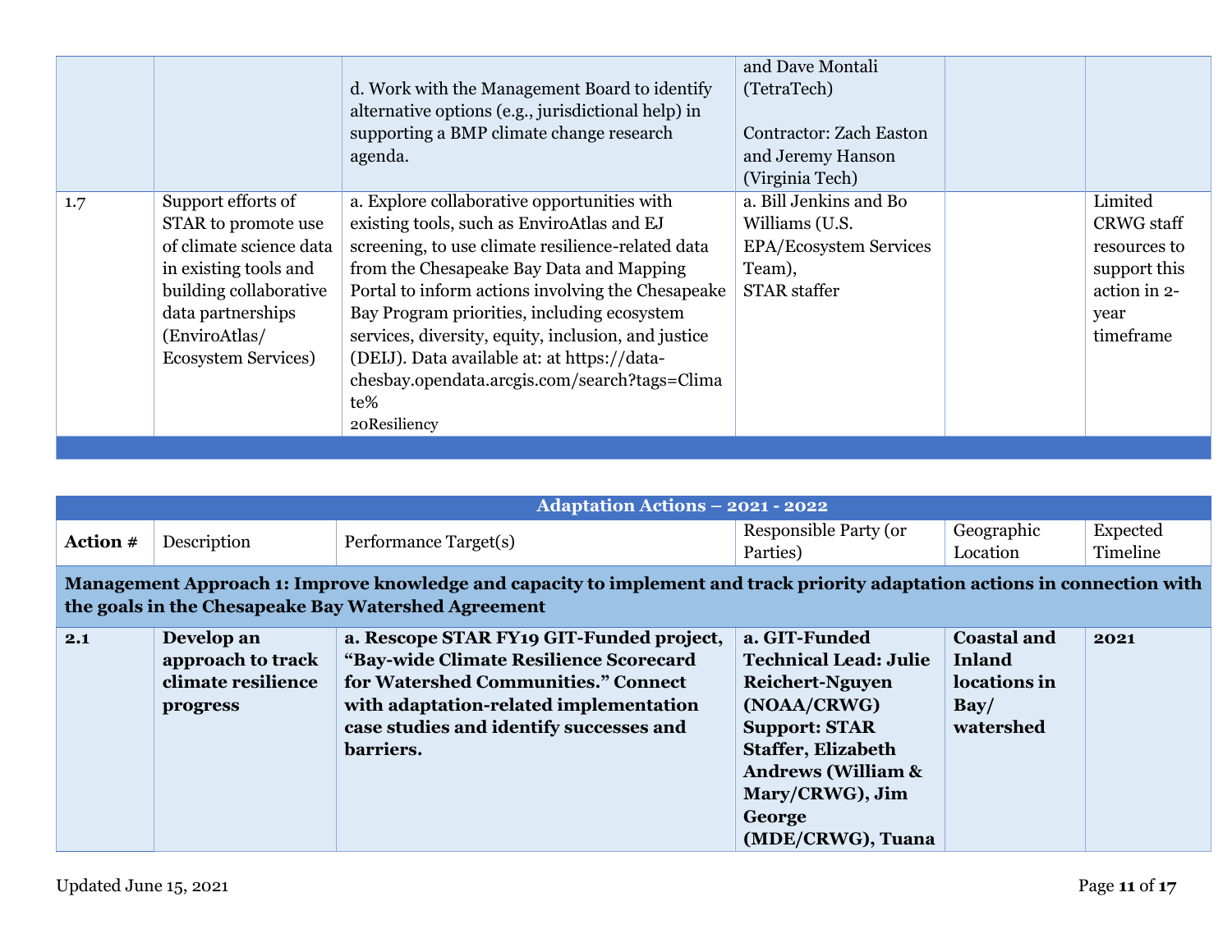| | | | | | |
|---|---|---|---|---|---|
| | | d. Work with the Management Board to identify alternative options (e.g., jurisdictional help) in supporting a BMP climate change research agenda. | and Dave Montali (TetraTech)<br><br>Contractor: Zach Easton and Jeremy Hanson (Virginia Tech) | | |
| 1.7 | Support efforts of STAR to promote use of climate science data in existing tools and building collaborative data partnerships (EnviroAtlas/ Ecosystem Services) | a. Explore collaborative opportunities with existing tools, such as EnviroAtlas and EJ screening, to use climate resilience-related data from the Chesapeake Bay Data and Mapping Portal to inform actions involving the Chesapeake Bay Program priorities, including ecosystem services, diversity, equity, inclusion, and justice (DEIJ). Data available at: at https://data-chesbay.opendata.arcgis.com/search?tags=Climate%20Resiliency | a. Bill Jenkins and Bo Williams (U.S. EPA/Ecosystem Services Team),<br>STAR staffer | | Limited CRWG staff resources to support this action in 2-year timeframe |

| Adaptation Actions – 2021 - 2022 | | | | | |
|---|---|---|---|---|---|
| **Action #** | Description | Performance Target(s) | Responsible Party (or Parties) | Geographic Location | Expected Timeline |
| **Management Approach 1: Improve knowledge and capacity to implement and track priority adaptation actions in connection with the goals in the Chesapeake Bay Watershed Agreement** | | | | | |
| **2.1** | **Develop an approach to track climate resilience progress** | **a. Rescope STAR FY19 GIT-Funded project, "Bay-wide Climate Resilience Scorecard for Watershed Communities." Connect with adaptation-related implementation case studies and identify successes and barriers.** | **a. GIT-Funded Technical Lead: Julie Reichert-Nguyen (NOAA/CRWG)<br>Support: STAR Staffer, Elizabeth Andrews (William & Mary/CRWG), Jim George (MDE/CRWG), Tuana** | **Coastal and Inland locations in Bay/ watershed** | **2021** |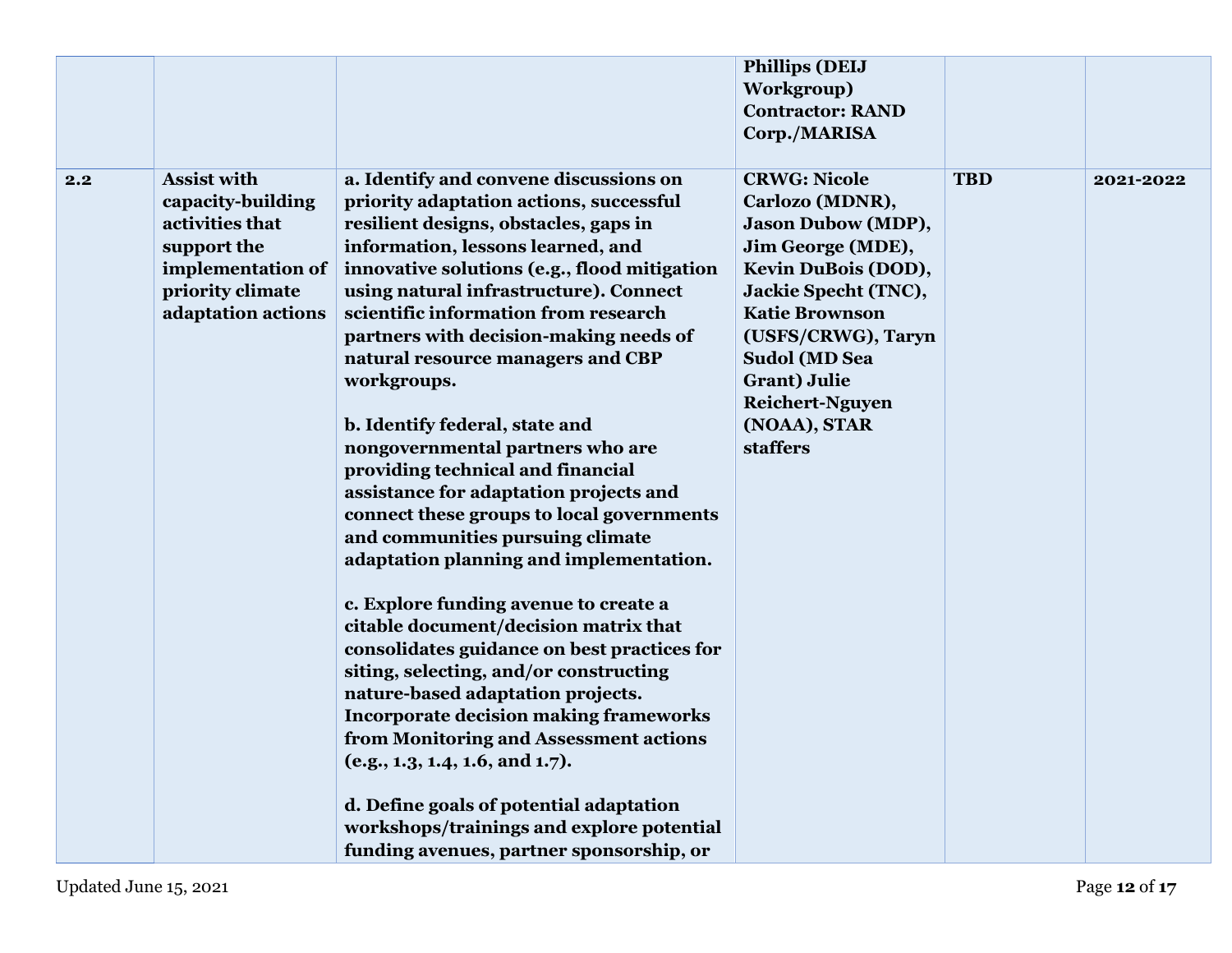| | | | Phillips (DEIJ Workgroup) Contractor: RAND Corp./MARISA | | |
|---|---|---|---|---|---|
| 2.2 | Assist with capacity-building activities that support the implementation of priority climate adaptation actions | a. Identify and convene discussions on priority adaptation actions, successful resilient designs, obstacles, gaps in information, lessons learned, and innovative solutions (e.g., flood mitigation using natural infrastructure). Connect scientific information from research partners with decision-making needs of natural resource managers and CBP workgroups.<br><br>b. Identify federal, state and nongovernmental partners who are providing technical and financial assistance for adaptation projects and connect these groups to local governments and communities pursuing climate adaptation planning and implementation.<br><br>c. Explore funding avenue to create a citable document/decision matrix that consolidates guidance on best practices for siting, selecting, and/or constructing nature-based adaptation projects. Incorporate decision making frameworks from Monitoring and Assessment actions (e.g., 1.3, 1.4, 1.6, and 1.7).<br><br>d. Define goals of potential adaptation workshops/trainings and explore potential funding avenues, partner sponsorship, or | CRWG: Nicole Carlozo (MDNR), Jason Dubow (MDP), Jim George (MDE), Kevin DuBois (DOD), Jackie Specht (TNC), Katie Brownson (USFS/CRWG), Taryn Sudol (MD Sea Grant) Julie Reichert-Nguyen (NOAA), STAR staffers | TBD | 2021-2022 |

Updated June 15, 2021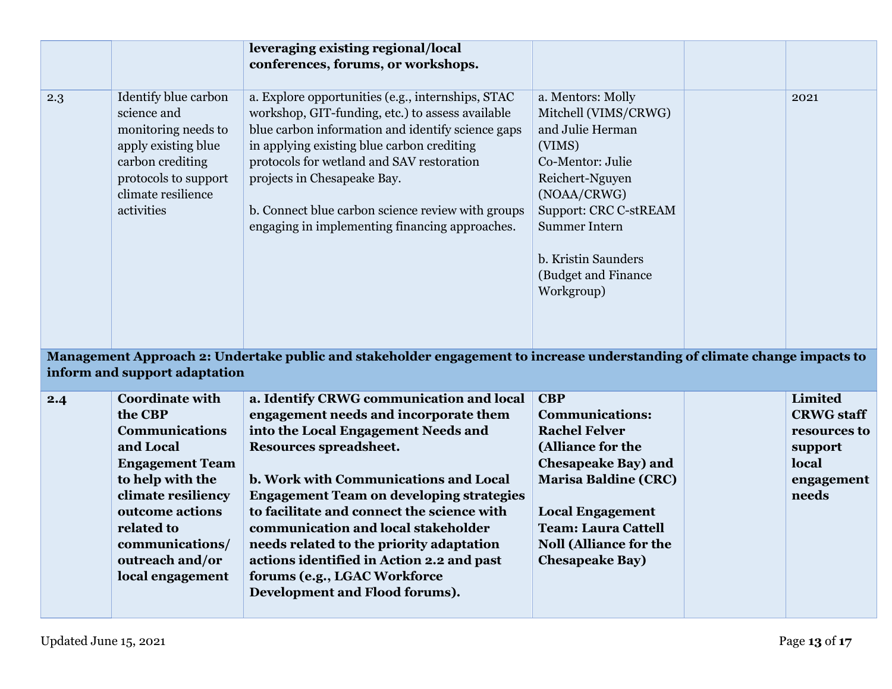| | | | | | |
|---|---|---|---|---|---|
| | | **leveraging existing regional/local conferences, forums, or workshops.** | | | |
| 2.3 | Identify blue carbon science and monitoring needs to apply existing blue carbon crediting protocols to support climate resilience activities | a. Explore opportunities (e.g., internships, STAC workshop, GIT-funding, etc.) to assess available blue carbon information and identify science gaps in applying existing blue carbon crediting protocols for wetland and SAV restoration projects in Chesapeake Bay.<br><br>b. Connect blue carbon science review with groups engaging in implementing financing approaches. | a. Mentors: Molly Mitchell (VIMS/CRWG) and Julie Herman (VIMS)<br>Co-Mentor: Julie Reichert-Nguyen (NOAA/CRWG)<br>Support: CRC C-stREAM Summer Intern<br><br>b. Kristin Saunders (Budget and Finance Workgroup) | | 2021 |
| **Management Approach 2: Undertake public and stakeholder engagement to increase understanding of climate change impacts to inform and support adaptation** | | | | | |
| **2.4** | **Coordinate with the CBP Communications and Local Engagement Team to help with the climate resiliency outcome actions related to communications/ outreach and/or local engagement** | **a. Identify CRWG communication and local engagement needs and incorporate them into the Local Engagement Needs and Resources spreadsheet.**<br><br>**b. Work with Communications and Local Engagement Team on developing strategies to facilitate and connect the science with communication and local stakeholder needs related to the priority adaptation actions identified in Action 2.2 and past forums (e.g., LGAC Workforce Development and Flood forums).** | **CBP Communications: Rachel Felver (Alliance for the Chesapeake Bay) and Marisa Baldine (CRC)**<br><br>**Local Engagement Team: Laura Cattell Noll (Alliance for the Chesapeake Bay)** | | **Limited CRWG staff resources to support local engagement needs** |

Updated June 15, 2021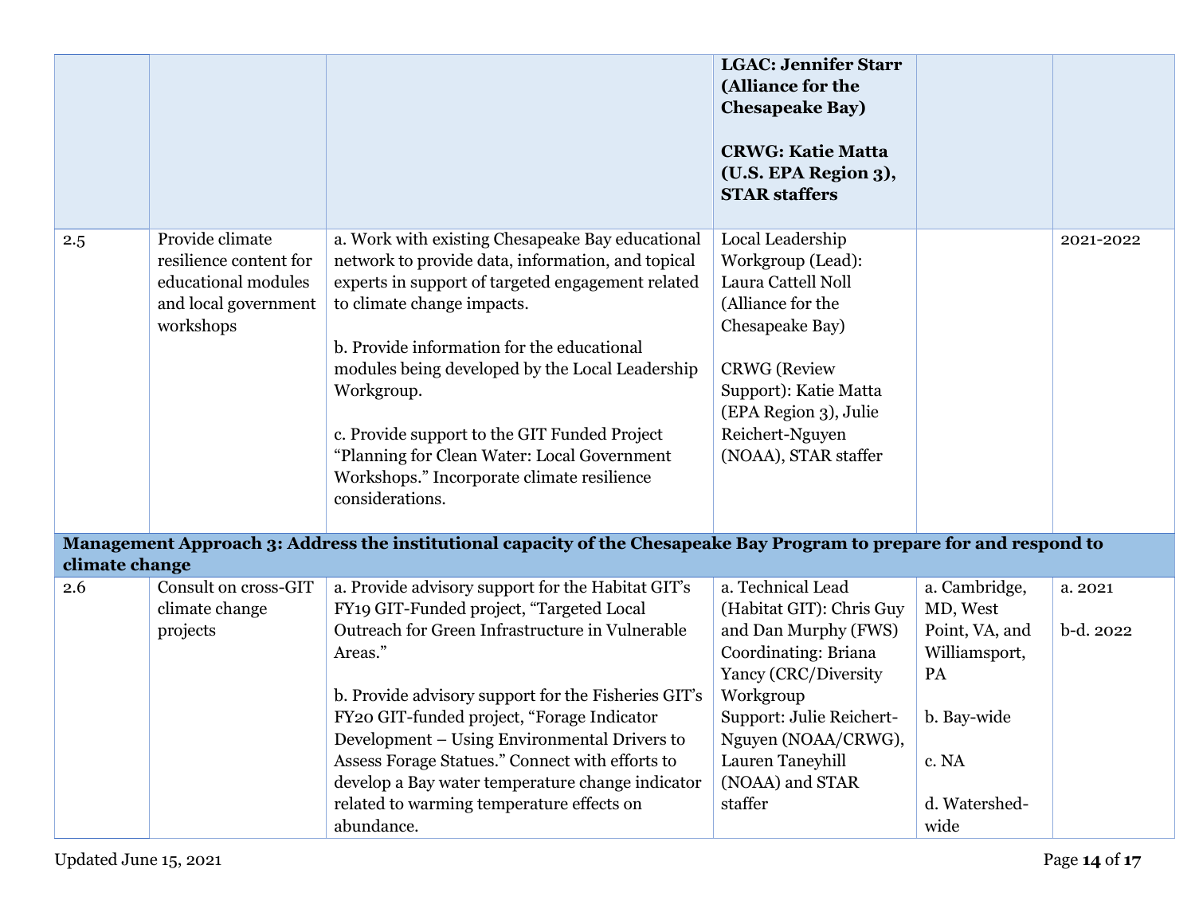| | | | **LGAC: Jennifer Starr (Alliance for the Chesapeake Bay)**<br><br>**CRWG: Katie Matta (U.S. EPA Region 3), STAR staffers** | | |
|---|---|---|---|---|---|
| 2.5 | Provide climate resilience content for educational modules and local government workshops | a. Work with existing Chesapeake Bay educational network to provide data, information, and topical experts in support of targeted engagement related to climate change impacts.<br><br>b. Provide information for the educational modules being developed by the Local Leadership Workgroup.<br><br>c. Provide support to the GIT Funded Project "Planning for Clean Water: Local Government Workshops." Incorporate climate resilience considerations. | Local Leadership Workgroup (Lead): Laura Cattell Noll (Alliance for the Chesapeake Bay)<br><br>CRWG (Review Support): Katie Matta (EPA Region 3), Julie Reichert-Nguyen (NOAA), STAR staffer | | 2021-2022 |
| **Management Approach 3: Address the institutional capacity of the Chesapeake Bay Program to prepare for and respond to climate change** | | | | | |
| 2.6 | Consult on cross-GIT climate change projects | a. Provide advisory support for the Habitat GIT's FY19 GIT-Funded project, "Targeted Local Outreach for Green Infrastructure in Vulnerable Areas."<br><br>b. Provide advisory support for the Fisheries GIT's FY20 GIT-funded project, "Forage Indicator Development – Using Environmental Drivers to Assess Forage Statues." Connect with efforts to develop a Bay water temperature change indicator related to warming temperature effects on abundance. | a. Technical Lead (Habitat GIT): Chris Guy and Dan Murphy (FWS)<br>Coordinating: Briana Yancy (CRC/Diversity Workgroup<br>Support: Julie Reichert-Nguyen (NOAA/CRWG), Lauren Taneyhill (NOAA) and STAR staffer | a. Cambridge, MD, West Point, VA, and Williamsport, PA<br><br>b. Bay-wide<br><br>c. NA<br><br>d. Watershed-wide | a. 2021<br><br>b-d. 2022 |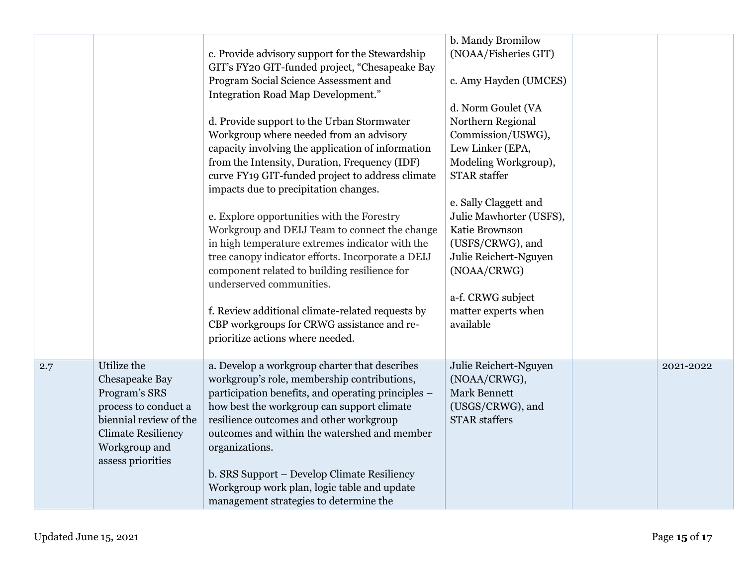| | | | | | |
|---|---|---|---|---|---|
| | | c. Provide advisory support for the Stewardship GIT's FY20 GIT-funded project, "Chesapeake Bay Program Social Science Assessment and Integration Road Map Development."<br><br>d. Provide support to the Urban Stormwater Workgroup where needed from an advisory capacity involving the application of information from the Intensity, Duration, Frequency (IDF) curve FY19 GIT-funded project to address climate impacts due to precipitation changes.<br><br>e. Explore opportunities with the Forestry Workgroup and DEIJ Team to connect the change in high temperature extremes indicator with the tree canopy indicator efforts. Incorporate a DEIJ component related to building resilience for underserved communities.<br><br>f. Review additional climate-related requests by CBP workgroups for CRWG assistance and re-prioritize actions where needed. | b. Mandy Bromilow (NOAA/Fisheries GIT)<br><br>c. Amy Hayden (UMCES)<br><br>d. Norm Goulet (VA Northern Regional Commission/USWG), Lew Linker (EPA, Modeling Workgroup), STAR staffer<br><br>e. Sally Claggett and Julie Mawhorter (USFS), Katie Brownson (USFS/CRWG), and Julie Reichert-Nguyen (NOAA/CRWG)<br><br>a-f. CRWG subject matter experts when available | | |
| 2.7 | Utilize the Chesapeake Bay Program's SRS process to conduct a biennial review of the Climate Resiliency Workgroup and assess priorities | a. Develop a workgroup charter that describes workgroup's role, membership contributions, participation benefits, and operating principles – how best the workgroup can support climate resilience outcomes and other workgroup outcomes and within the watershed and member organizations.<br><br>b. SRS Support – Develop Climate Resiliency Workgroup work plan, logic table and update management strategies to determine the | Julie Reichert-Nguyen (NOAA/CRWG), Mark Bennett (USGS/CRWG), and STAR staffers | | 2021-2022 |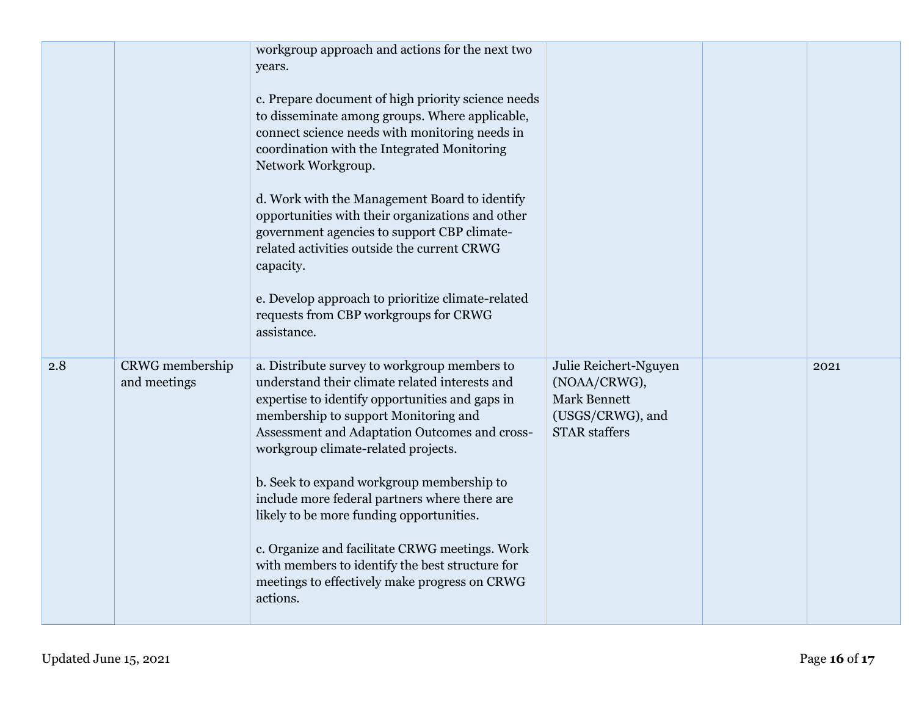| | | | | | |
|---|---|---|---|---|---|
| | | workgroup approach and actions for the next two years.<br><br>c. Prepare document of high priority science needs to disseminate among groups. Where applicable, connect science needs with monitoring needs in coordination with the Integrated Monitoring Network Workgroup.<br><br>d. Work with the Management Board to identify opportunities with their organizations and other government agencies to support CBP climate-related activities outside the current CRWG capacity.<br><br>e. Develop approach to prioritize climate-related requests from CBP workgroups for CRWG assistance. | | | |
| 2.8 | CRWG membership and meetings | a. Distribute survey to workgroup members to understand their climate related interests and expertise to identify opportunities and gaps in membership to support Monitoring and Assessment and Adaptation Outcomes and cross-workgroup climate-related projects.<br><br>b. Seek to expand workgroup membership to include more federal partners where there are likely to be more funding opportunities.<br><br>c. Organize and facilitate CRWG meetings. Work with members to identify the best structure for meetings to effectively make progress on CRWG actions. | Julie Reichert-Nguyen (NOAA/CRWG), Mark Bennett (USGS/CRWG), and STAR staffers | | 2021 |

Updated June 15, 2021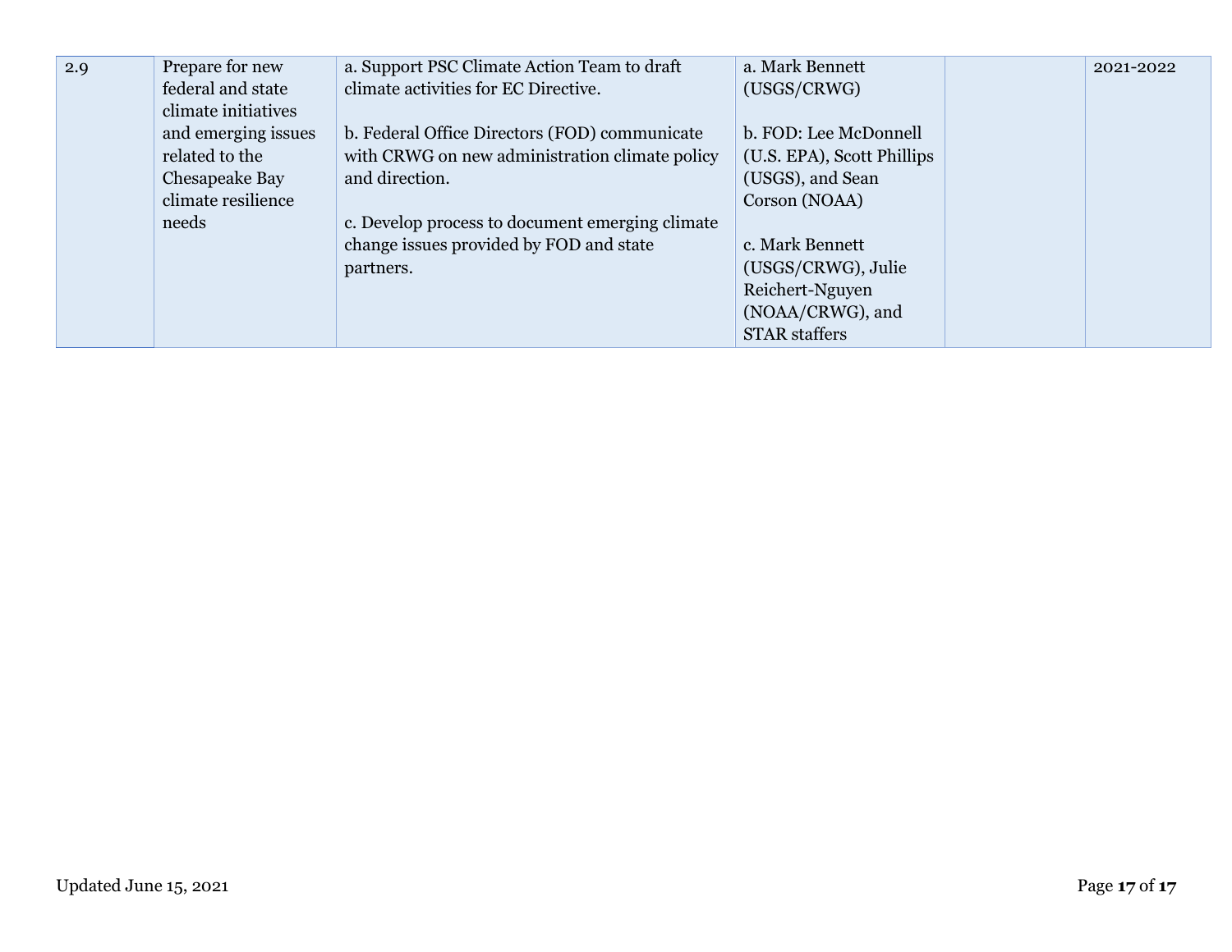| | | | | | |
|---|---|---|---|---|---|
| 2.9 | Prepare for new federal and state climate initiatives and emerging issues related to the Chesapeake Bay climate resilience needs | a. Support PSC Climate Action Team to draft climate activities for EC Directive.<br><br>b. Federal Office Directors (FOD) communicate with CRWG on new administration climate policy and direction.<br><br>c. Develop process to document emerging climate change issues provided by FOD and state partners. | a. Mark Bennett (USGS/CRWG)<br><br>b. FOD: Lee McDonnell (U.S. EPA), Scott Phillips (USGS), and Sean Corson (NOAA)<br><br>c. Mark Bennett (USGS/CRWG), Julie Reichert-Nguyen (NOAA/CRWG), and STAR staffers | | 2021-2022 |

Updated June 15, 2021